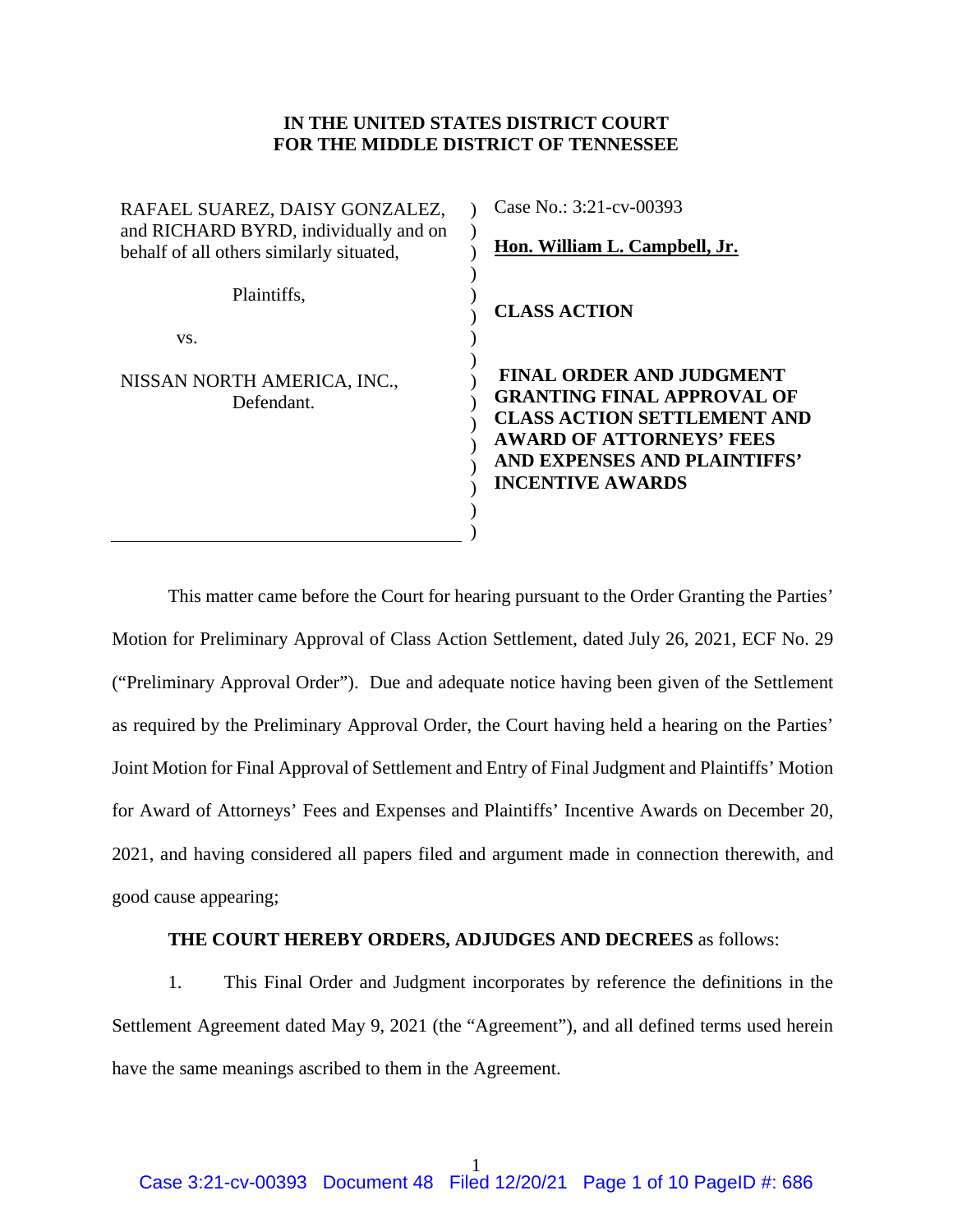**IN THE UNITED STATES DISTRICT COURT**
**FOR THE MIDDLE DISTRICT OF TENNESSEE**

| | |
|---|---|
| RAFAEL SUAREZ, DAISY GONZALEZ, and RICHARD BYRD, individually and on behalf of all others similarly situated,<br><br>Plaintiffs,<br><br>vs.<br><br>NISSAN NORTH AMERICA, INC.,<br>Defendant. | Case No.: 3:21-cv-00393<br><br>**Hon. William L. Campbell, Jr.**<br><br>**CLASS ACTION**<br><br>**FINAL ORDER AND JUDGMENT GRANTING FINAL APPROVAL OF CLASS ACTION SETTLEMENT AND AWARD OF ATTORNEYS' FEES AND EXPENSES AND PLAINTIFFS' INCENTIVE AWARDS** |

This matter came before the Court for hearing pursuant to the Order Granting the Parties' Motion for Preliminary Approval of Class Action Settlement, dated July 26, 2021, ECF No. 29 ("Preliminary Approval Order"). Due and adequate notice having been given of the Settlement as required by the Preliminary Approval Order, the Court having held a hearing on the Parties' Joint Motion for Final Approval of Settlement and Entry of Final Judgment and Plaintiffs' Motion for Award of Attorneys' Fees and Expenses and Plaintiffs' Incentive Awards on December 20, 2021, and having considered all papers filed and argument made in connection therewith, and good cause appearing;

**THE COURT HEREBY ORDERS, ADJUDGES AND DECREES** as follows:

1. This Final Order and Judgment incorporates by reference the definitions in the Settlement Agreement dated May 9, 2021 (the "Agreement"), and all defined terms used herein have the same meanings ascribed to them in the Agreement.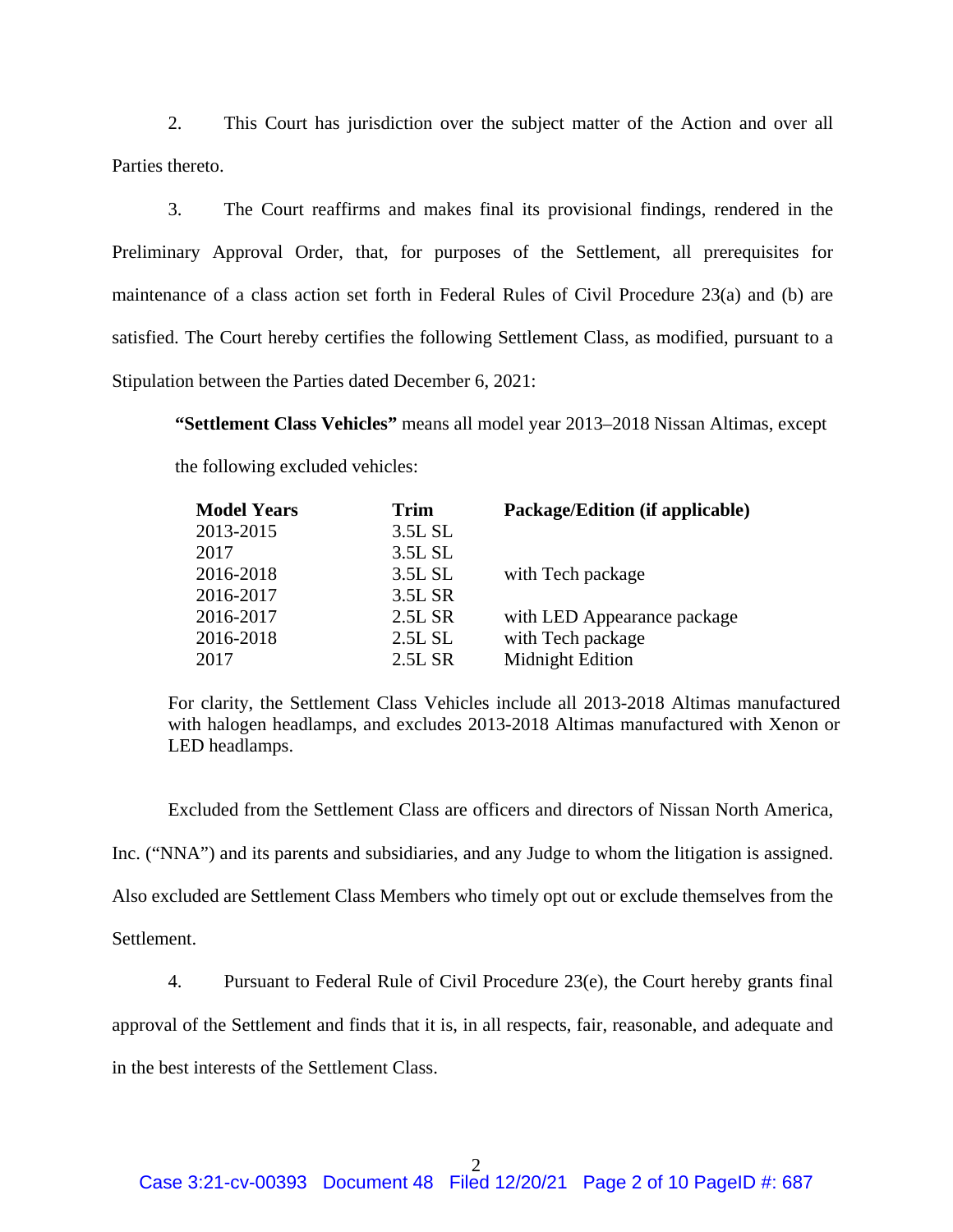2. This Court has jurisdiction over the subject matter of the Action and over all Parties thereto.

3. The Court reaffirms and makes final its provisional findings, rendered in the Preliminary Approval Order, that, for purposes of the Settlement, all prerequisites for maintenance of a class action set forth in Federal Rules of Civil Procedure 23(a) and (b) are satisfied. The Court hereby certifies the following Settlement Class, as modified, pursuant to a Stipulation between the Parties dated December 6, 2021:

> **"Settlement Class Vehicles"** means all model year 2013–2018 Nissan Altimas, except the following excluded vehicles:
>
> | Model Years | Trim | Package/Edition (if applicable) |
> |---|---|---|
> | 2013-2015 | 3.5L SL | |
> | 2017 | 3.5L SL | |
> | 2016-2018 | 3.5L SL | with Tech package |
> | 2016-2017 | 3.5L SR | |
> | 2016-2017 | 2.5L SR | with LED Appearance package |
> | 2016-2018 | 2.5L SL | with Tech package |
> | 2017 | 2.5L SR | Midnight Edition |
>
> For clarity, the Settlement Class Vehicles include all 2013-2018 Altimas manufactured with halogen headlamps, and excludes 2013-2018 Altimas manufactured with Xenon or LED headlamps.

Excluded from the Settlement Class are officers and directors of Nissan North America, Inc. ("NNA") and its parents and subsidiaries, and any Judge to whom the litigation is assigned. Also excluded are Settlement Class Members who timely opt out or exclude themselves from the Settlement.

4. Pursuant to Federal Rule of Civil Procedure 23(e), the Court hereby grants final approval of the Settlement and finds that it is, in all respects, fair, reasonable, and adequate and in the best interests of the Settlement Class.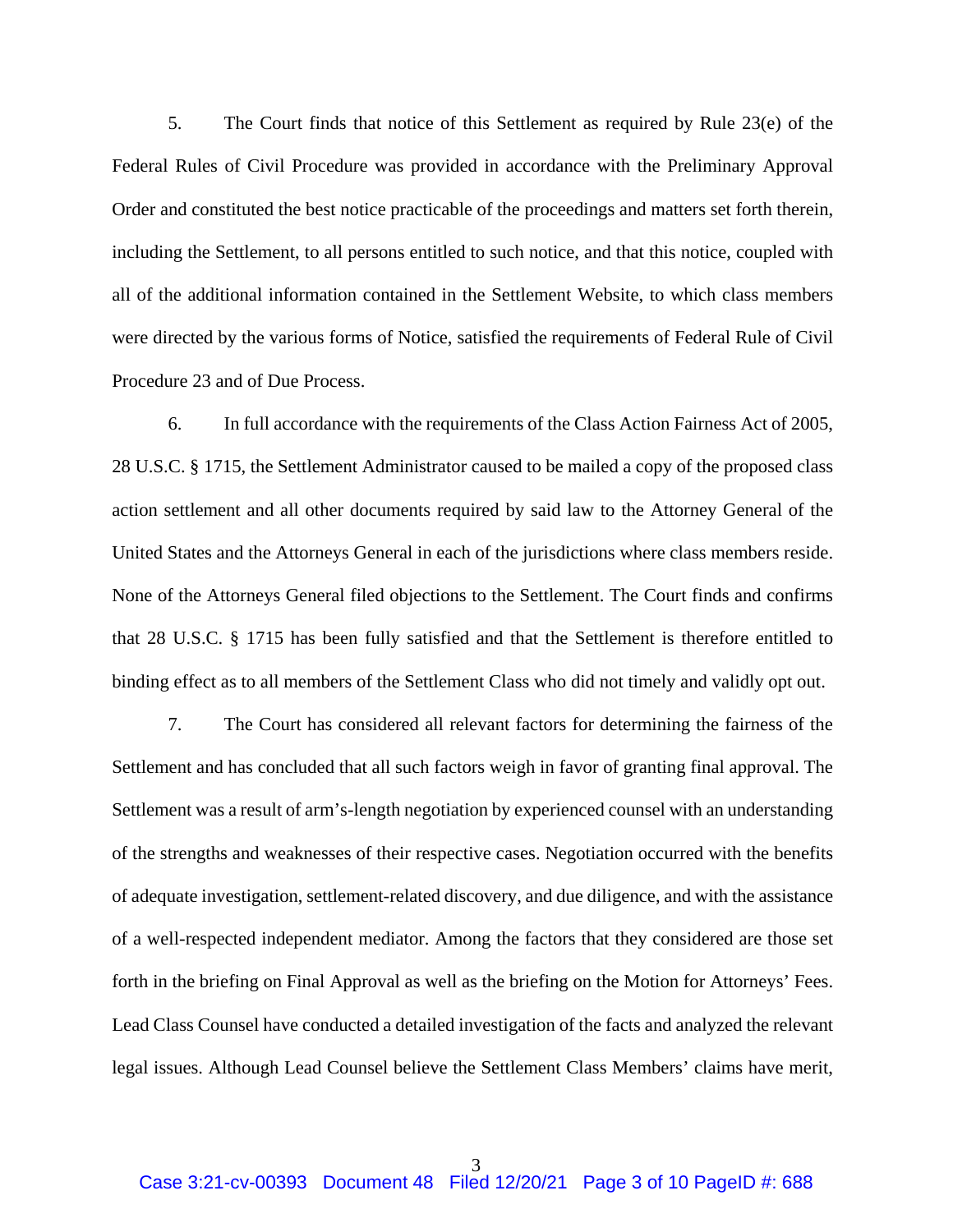5. The Court finds that notice of this Settlement as required by Rule 23(e) of the Federal Rules of Civil Procedure was provided in accordance with the Preliminary Approval Order and constituted the best notice practicable of the proceedings and matters set forth therein, including the Settlement, to all persons entitled to such notice, and that this notice, coupled with all of the additional information contained in the Settlement Website, to which class members were directed by the various forms of Notice, satisfied the requirements of Federal Rule of Civil Procedure 23 and of Due Process.

6. In full accordance with the requirements of the Class Action Fairness Act of 2005, 28 U.S.C. § 1715, the Settlement Administrator caused to be mailed a copy of the proposed class action settlement and all other documents required by said law to the Attorney General of the United States and the Attorneys General in each of the jurisdictions where class members reside. None of the Attorneys General filed objections to the Settlement. The Court finds and confirms that 28 U.S.C. § 1715 has been fully satisfied and that the Settlement is therefore entitled to binding effect as to all members of the Settlement Class who did not timely and validly opt out.

7. The Court has considered all relevant factors for determining the fairness of the Settlement and has concluded that all such factors weigh in favor of granting final approval. The Settlement was a result of arm's-length negotiation by experienced counsel with an understanding of the strengths and weaknesses of their respective cases. Negotiation occurred with the benefits of adequate investigation, settlement-related discovery, and due diligence, and with the assistance of a well-respected independent mediator. Among the factors that they considered are those set forth in the briefing on Final Approval as well as the briefing on the Motion for Attorneys' Fees. Lead Class Counsel have conducted a detailed investigation of the facts and analyzed the relevant legal issues. Although Lead Counsel believe the Settlement Class Members' claims have merit,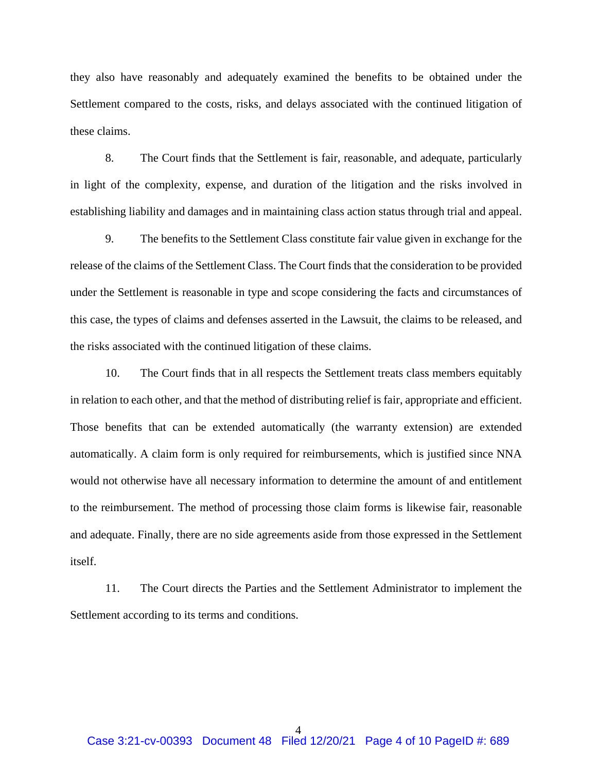they also have reasonably and adequately examined the benefits to be obtained under the Settlement compared to the costs, risks, and delays associated with the continued litigation of these claims.

8. The Court finds that the Settlement is fair, reasonable, and adequate, particularly in light of the complexity, expense, and duration of the litigation and the risks involved in establishing liability and damages and in maintaining class action status through trial and appeal.

9. The benefits to the Settlement Class constitute fair value given in exchange for the release of the claims of the Settlement Class. The Court finds that the consideration to be provided under the Settlement is reasonable in type and scope considering the facts and circumstances of this case, the types of claims and defenses asserted in the Lawsuit, the claims to be released, and the risks associated with the continued litigation of these claims.

10. The Court finds that in all respects the Settlement treats class members equitably in relation to each other, and that the method of distributing relief is fair, appropriate and efficient. Those benefits that can be extended automatically (the warranty extension) are extended automatically. A claim form is only required for reimbursements, which is justified since NNA would not otherwise have all necessary information to determine the amount of and entitlement to the reimbursement. The method of processing those claim forms is likewise fair, reasonable and adequate. Finally, there are no side agreements aside from those expressed in the Settlement itself.

11. The Court directs the Parties and the Settlement Administrator to implement the Settlement according to its terms and conditions.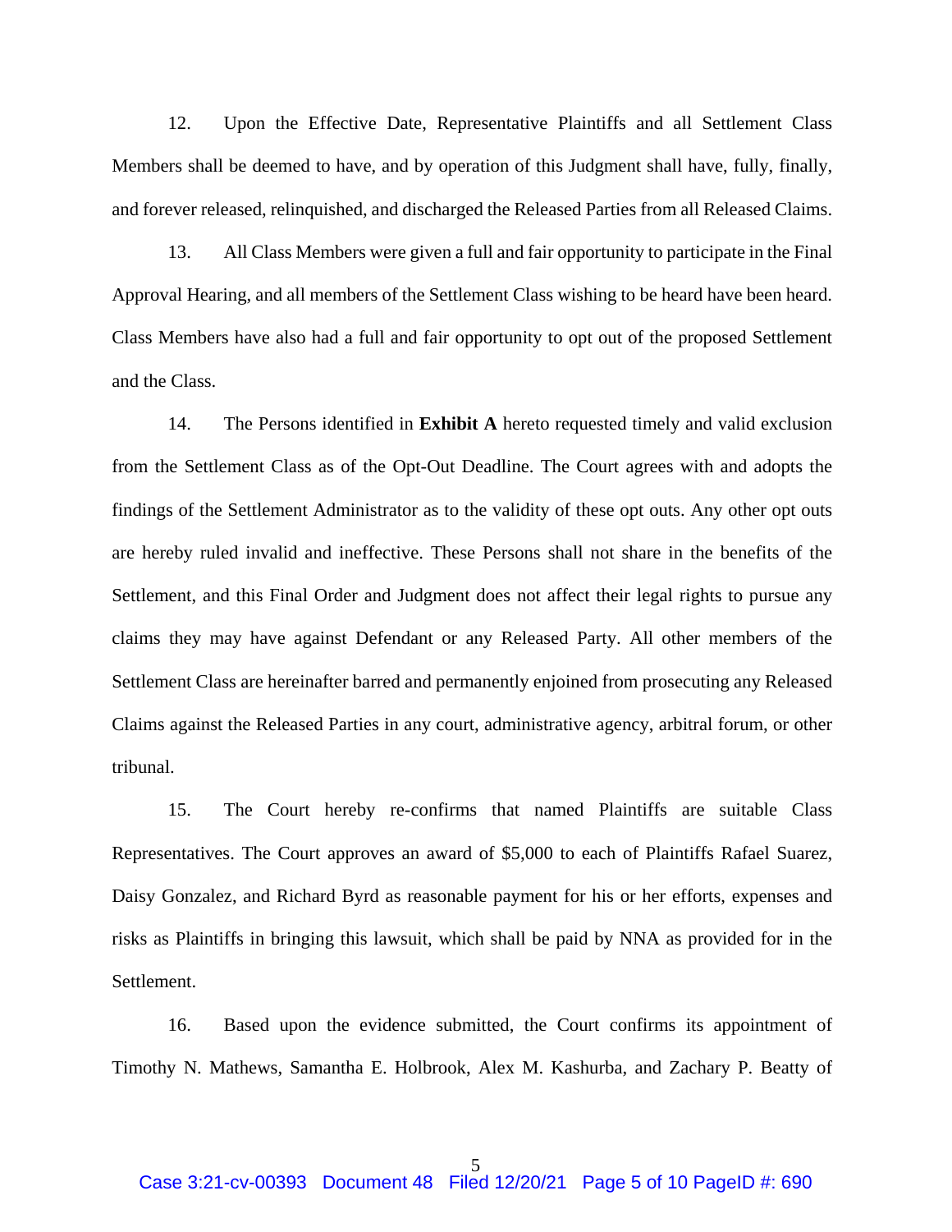12. Upon the Effective Date, Representative Plaintiffs and all Settlement Class Members shall be deemed to have, and by operation of this Judgment shall have, fully, finally, and forever released, relinquished, and discharged the Released Parties from all Released Claims.

13. All Class Members were given a full and fair opportunity to participate in the Final Approval Hearing, and all members of the Settlement Class wishing to be heard have been heard. Class Members have also had a full and fair opportunity to opt out of the proposed Settlement and the Class.

14. The Persons identified in **Exhibit A** hereto requested timely and valid exclusion from the Settlement Class as of the Opt-Out Deadline. The Court agrees with and adopts the findings of the Settlement Administrator as to the validity of these opt outs. Any other opt outs are hereby ruled invalid and ineffective. These Persons shall not share in the benefits of the Settlement, and this Final Order and Judgment does not affect their legal rights to pursue any claims they may have against Defendant or any Released Party. All other members of the Settlement Class are hereinafter barred and permanently enjoined from prosecuting any Released Claims against the Released Parties in any court, administrative agency, arbitral forum, or other tribunal.

15. The Court hereby re-confirms that named Plaintiffs are suitable Class Representatives. The Court approves an award of $5,000 to each of Plaintiffs Rafael Suarez, Daisy Gonzalez, and Richard Byrd as reasonable payment for his or her efforts, expenses and risks as Plaintiffs in bringing this lawsuit, which shall be paid by NNA as provided for in the Settlement.

16. Based upon the evidence submitted, the Court confirms its appointment of Timothy N. Mathews, Samantha E. Holbrook, Alex M. Kashurba, and Zachary P. Beatty of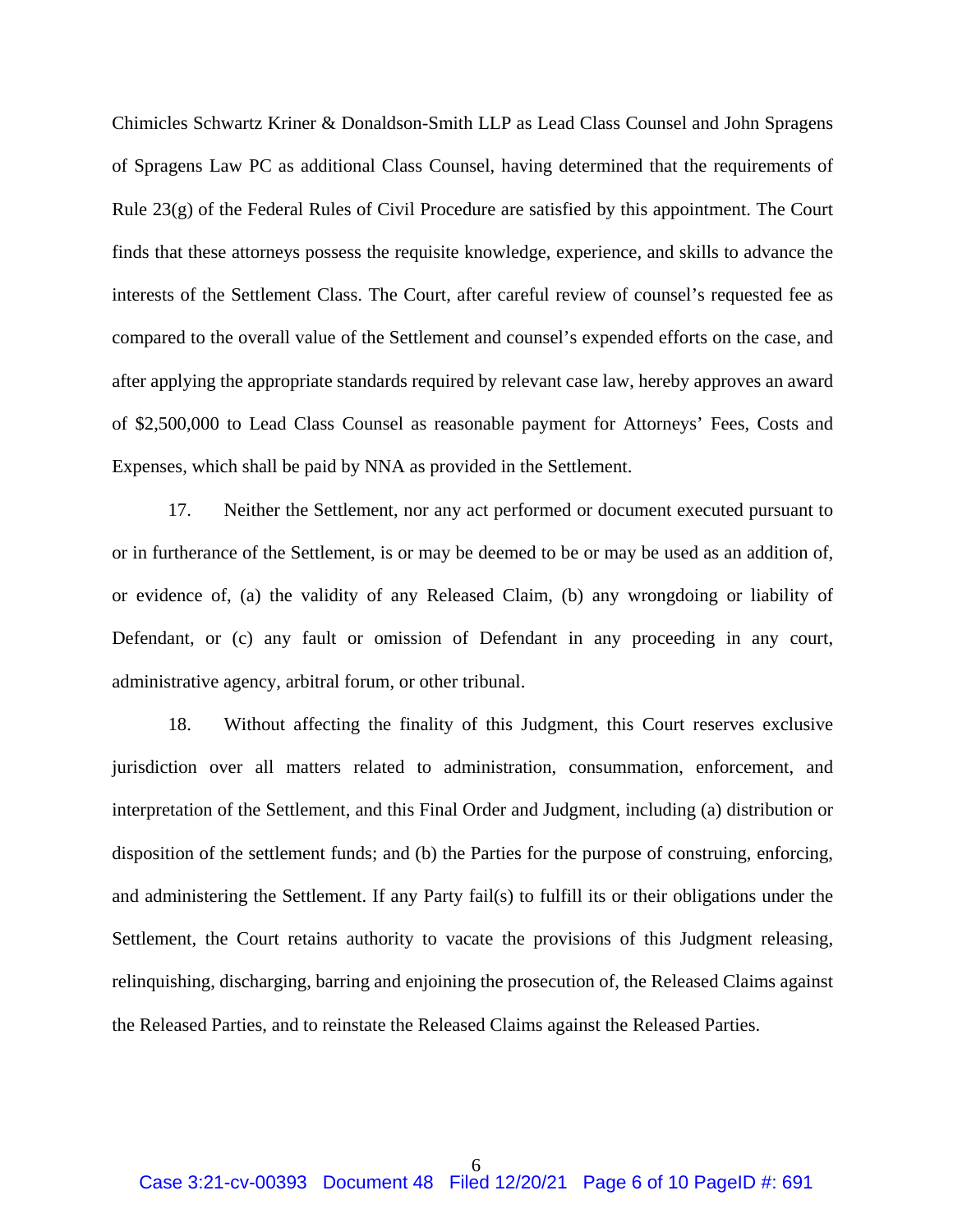Chimicles Schwartz Kriner & Donaldson-Smith LLP as Lead Class Counsel and John Spragens of Spragens Law PC as additional Class Counsel, having determined that the requirements of Rule 23(g) of the Federal Rules of Civil Procedure are satisfied by this appointment. The Court finds that these attorneys possess the requisite knowledge, experience, and skills to advance the interests of the Settlement Class. The Court, after careful review of counsel's requested fee as compared to the overall value of the Settlement and counsel's expended efforts on the case, and after applying the appropriate standards required by relevant case law, hereby approves an award of $2,500,000 to Lead Class Counsel as reasonable payment for Attorneys' Fees, Costs and Expenses, which shall be paid by NNA as provided in the Settlement.

17. Neither the Settlement, nor any act performed or document executed pursuant to or in furtherance of the Settlement, is or may be deemed to be or may be used as an addition of, or evidence of, (a) the validity of any Released Claim, (b) any wrongdoing or liability of Defendant, or (c) any fault or omission of Defendant in any proceeding in any court, administrative agency, arbitral forum, or other tribunal.

18. Without affecting the finality of this Judgment, this Court reserves exclusive jurisdiction over all matters related to administration, consummation, enforcement, and interpretation of the Settlement, and this Final Order and Judgment, including (a) distribution or disposition of the settlement funds; and (b) the Parties for the purpose of construing, enforcing, and administering the Settlement. If any Party fail(s) to fulfill its or their obligations under the Settlement, the Court retains authority to vacate the provisions of this Judgment releasing, relinquishing, discharging, barring and enjoining the prosecution of, the Released Claims against the Released Parties, and to reinstate the Released Claims against the Released Parties.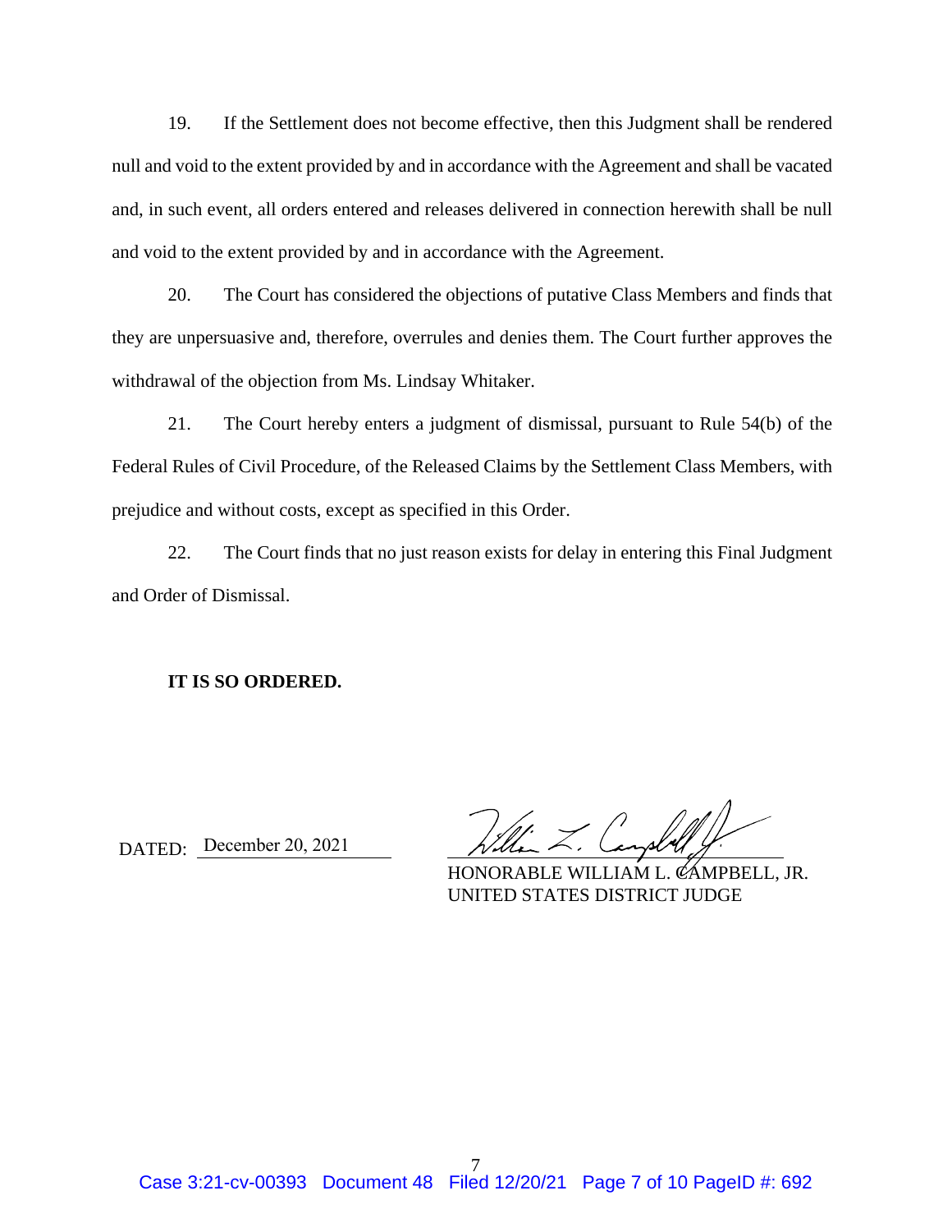19. If the Settlement does not become effective, then this Judgment shall be rendered null and void to the extent provided by and in accordance with the Agreement and shall be vacated and, in such event, all orders entered and releases delivered in connection herewith shall be null and void to the extent provided by and in accordance with the Agreement.

20. The Court has considered the objections of putative Class Members and finds that they are unpersuasive and, therefore, overrules and denies them. The Court further approves the withdrawal of the objection from Ms. Lindsay Whitaker.

21. The Court hereby enters a judgment of dismissal, pursuant to Rule 54(b) of the Federal Rules of Civil Procedure, of the Released Claims by the Settlement Class Members, with prejudice and without costs, except as specified in this Order.

22. The Court finds that no just reason exists for delay in entering this Final Judgment and Order of Dismissal.

**IT IS SO ORDERED.**

DATED: December 20, 2021

HONORABLE WILLIAM L. CAMPBELL, JR.
UNITED STATES DISTRICT JUDGE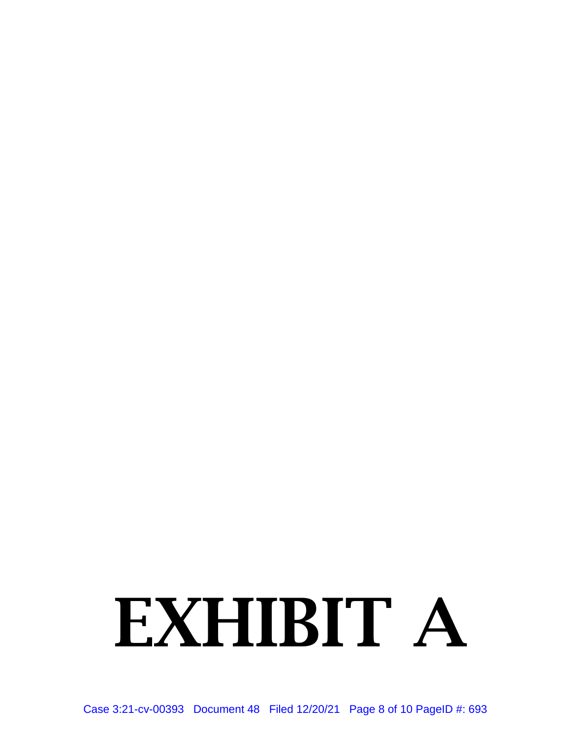# EXHIBIT A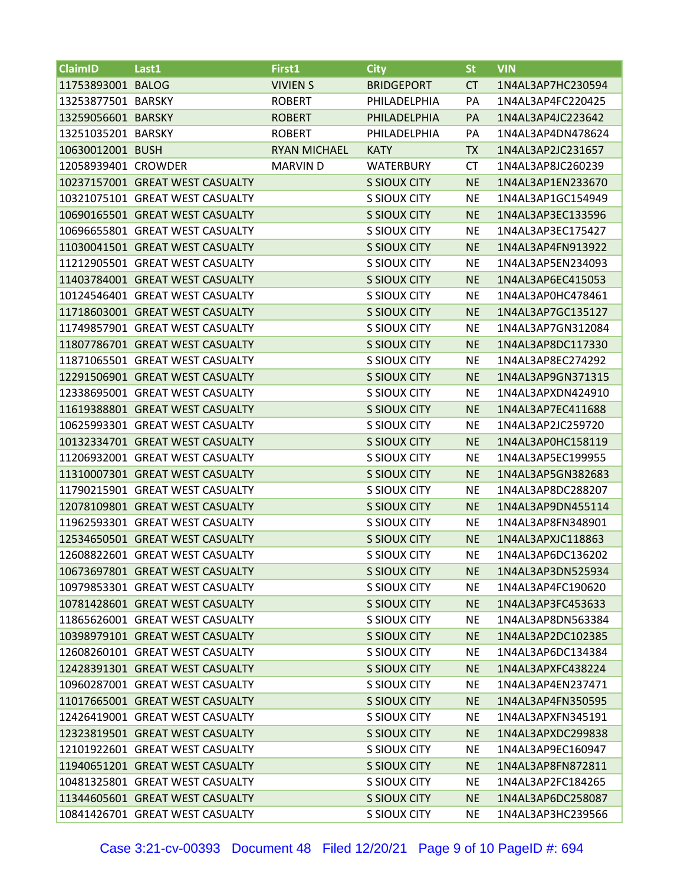| ClaimID | Last1 | First1 | City | St | VIN |
|---|---|---|---|---|---|
| 11753893001 | BALOG | VIVIEN S | BRIDGEPORT | CT | 1N4AL3AP7HC230594 |
| 13253877501 | BARSKY | ROBERT | PHILADELPHIA | PA | 1N4AL3AP4FC220425 |
| 13259056601 | BARSKY | ROBERT | PHILADELPHIA | PA | 1N4AL3AP4JC223642 |
| 13251035201 | BARSKY | ROBERT | PHILADELPHIA | PA | 1N4AL3AP4DN478624 |
| 10630012001 | BUSH | RYAN MICHAEL | KATY | TX | 1N4AL3AP2JC231657 |
| 12058939401 | CROWDER | MARVIN D | WATERBURY | CT | 1N4AL3AP8JC260239 |
| 10237157001 | GREAT WEST CASUALTY | | S SIOUX CITY | NE | 1N4AL3AP1EN233670 |
| 10321075101 | GREAT WEST CASUALTY | | S SIOUX CITY | NE | 1N4AL3AP1GC154949 |
| 10690165501 | GREAT WEST CASUALTY | | S SIOUX CITY | NE | 1N4AL3AP3EC133596 |
| 10696655801 | GREAT WEST CASUALTY | | S SIOUX CITY | NE | 1N4AL3AP3EC175427 |
| 11030041501 | GREAT WEST CASUALTY | | S SIOUX CITY | NE | 1N4AL3AP4FN913922 |
| 11212905501 | GREAT WEST CASUALTY | | S SIOUX CITY | NE | 1N4AL3AP5EN234093 |
| 11403784001 | GREAT WEST CASUALTY | | S SIOUX CITY | NE | 1N4AL3AP6EC415053 |
| 10124546401 | GREAT WEST CASUALTY | | S SIOUX CITY | NE | 1N4AL3AP0HC478461 |
| 11718603001 | GREAT WEST CASUALTY | | S SIOUX CITY | NE | 1N4AL3AP7GC135127 |
| 11749857901 | GREAT WEST CASUALTY | | S SIOUX CITY | NE | 1N4AL3AP7GN312084 |
| 11807786701 | GREAT WEST CASUALTY | | S SIOUX CITY | NE | 1N4AL3AP8DC117330 |
| 11871065501 | GREAT WEST CASUALTY | | S SIOUX CITY | NE | 1N4AL3AP8EC274292 |
| 12291506901 | GREAT WEST CASUALTY | | S SIOUX CITY | NE | 1N4AL3AP9GN371315 |
| 12338695001 | GREAT WEST CASUALTY | | S SIOUX CITY | NE | 1N4AL3APXDN424910 |
| 11619388801 | GREAT WEST CASUALTY | | S SIOUX CITY | NE | 1N4AL3AP7EC411688 |
| 10625993301 | GREAT WEST CASUALTY | | S SIOUX CITY | NE | 1N4AL3AP2JC259720 |
| 10132334701 | GREAT WEST CASUALTY | | S SIOUX CITY | NE | 1N4AL3AP0HC158119 |
| 11206932001 | GREAT WEST CASUALTY | | S SIOUX CITY | NE | 1N4AL3AP5EC199955 |
| 11310007301 | GREAT WEST CASUALTY | | S SIOUX CITY | NE | 1N4AL3AP5GN382683 |
| 11790215901 | GREAT WEST CASUALTY | | S SIOUX CITY | NE | 1N4AL3AP8DC288207 |
| 12078109801 | GREAT WEST CASUALTY | | S SIOUX CITY | NE | 1N4AL3AP9DN455114 |
| 11962593301 | GREAT WEST CASUALTY | | S SIOUX CITY | NE | 1N4AL3AP8FN348901 |
| 12534650501 | GREAT WEST CASUALTY | | S SIOUX CITY | NE | 1N4AL3APXJC118863 |
| 12608822601 | GREAT WEST CASUALTY | | S SIOUX CITY | NE | 1N4AL3AP6DC136202 |
| 10673697801 | GREAT WEST CASUALTY | | S SIOUX CITY | NE | 1N4AL3AP3DN525934 |
| 10979853301 | GREAT WEST CASUALTY | | S SIOUX CITY | NE | 1N4AL3AP4FC190620 |
| 10781428601 | GREAT WEST CASUALTY | | S SIOUX CITY | NE | 1N4AL3AP3FC453633 |
| 11865626001 | GREAT WEST CASUALTY | | S SIOUX CITY | NE | 1N4AL3AP8DN563384 |
| 10398979101 | GREAT WEST CASUALTY | | S SIOUX CITY | NE | 1N4AL3AP2DC102385 |
| 12608260101 | GREAT WEST CASUALTY | | S SIOUX CITY | NE | 1N4AL3AP6DC134384 |
| 12428391301 | GREAT WEST CASUALTY | | S SIOUX CITY | NE | 1N4AL3APXFC438224 |
| 10960287001 | GREAT WEST CASUALTY | | S SIOUX CITY | NE | 1N4AL3AP4EN237471 |
| 11017665001 | GREAT WEST CASUALTY | | S SIOUX CITY | NE | 1N4AL3AP4FN350595 |
| 12426419001 | GREAT WEST CASUALTY | | S SIOUX CITY | NE | 1N4AL3APXFN345191 |
| 12323819501 | GREAT WEST CASUALTY | | S SIOUX CITY | NE | 1N4AL3APXDC299838 |
| 12101922601 | GREAT WEST CASUALTY | | S SIOUX CITY | NE | 1N4AL3AP9EC160947 |
| 11940651201 | GREAT WEST CASUALTY | | S SIOUX CITY | NE | 1N4AL3AP8FN872811 |
| 10481325801 | GREAT WEST CASUALTY | | S SIOUX CITY | NE | 1N4AL3AP2FC184265 |
| 11344605601 | GREAT WEST CASUALTY | | S SIOUX CITY | NE | 1N4AL3AP6DC258087 |
| 10841426701 | GREAT WEST CASUALTY | | S SIOUX CITY | NE | 1N4AL3AP3HC239566 |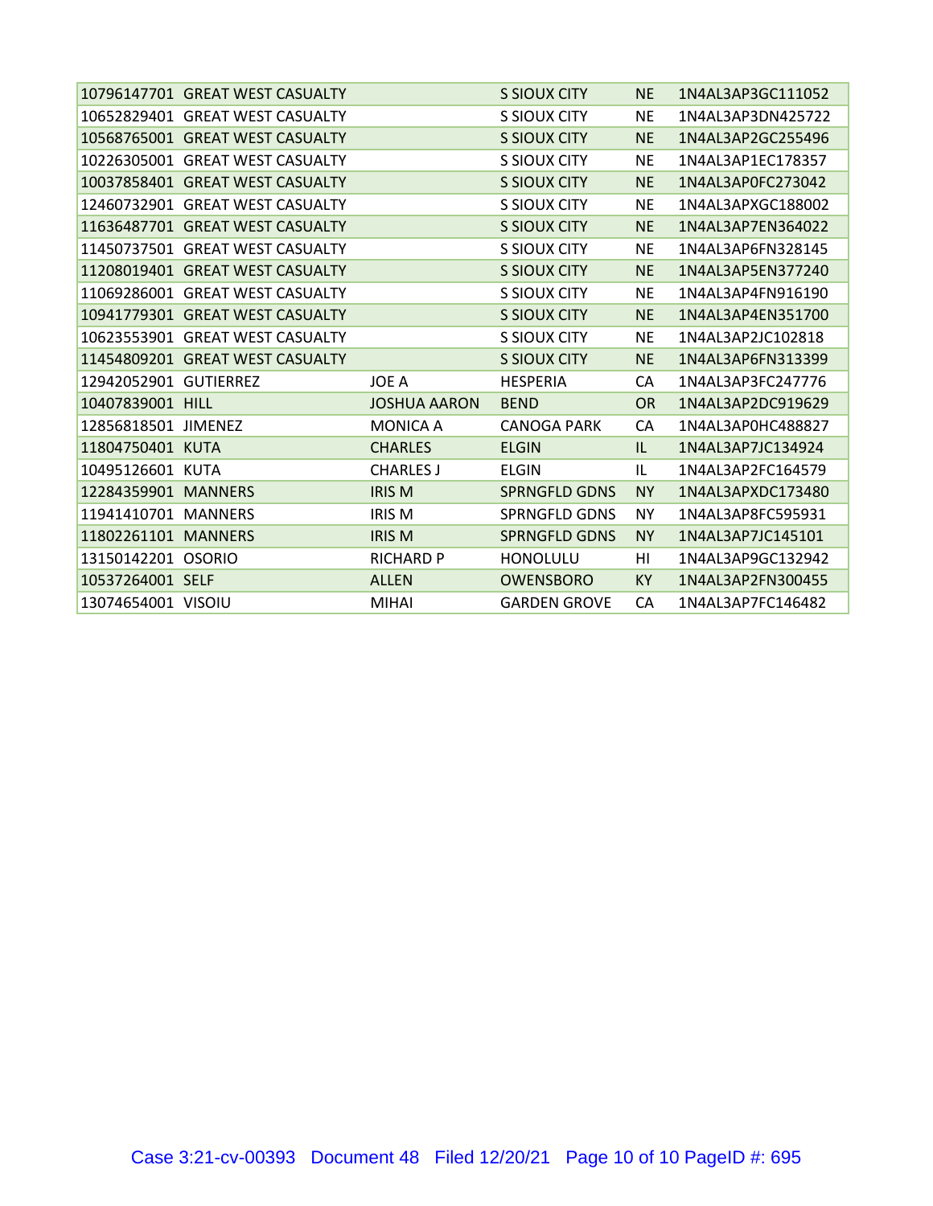| | | | | | |
|---|---|---|---|---|---|
| 10796147701 | GREAT WEST CASUALTY | | S SIOUX CITY | NE | 1N4AL3AP3GC111052 |
| 10652829401 | GREAT WEST CASUALTY | | S SIOUX CITY | NE | 1N4AL3AP3DN425722 |
| 10568765001 | GREAT WEST CASUALTY | | S SIOUX CITY | NE | 1N4AL3AP2GC255496 |
| 10226305001 | GREAT WEST CASUALTY | | S SIOUX CITY | NE | 1N4AL3AP1EC178357 |
| 10037858401 | GREAT WEST CASUALTY | | S SIOUX CITY | NE | 1N4AL3AP0FC273042 |
| 12460732901 | GREAT WEST CASUALTY | | S SIOUX CITY | NE | 1N4AL3APXGC188002 |
| 11636487701 | GREAT WEST CASUALTY | | S SIOUX CITY | NE | 1N4AL3AP7EN364022 |
| 11450737501 | GREAT WEST CASUALTY | | S SIOUX CITY | NE | 1N4AL3AP6FN328145 |
| 11208019401 | GREAT WEST CASUALTY | | S SIOUX CITY | NE | 1N4AL3AP5EN377240 |
| 11069286001 | GREAT WEST CASUALTY | | S SIOUX CITY | NE | 1N4AL3AP4FN916190 |
| 10941779301 | GREAT WEST CASUALTY | | S SIOUX CITY | NE | 1N4AL3AP4EN351700 |
| 10623553901 | GREAT WEST CASUALTY | | S SIOUX CITY | NE | 1N4AL3AP2JC102818 |
| 11454809201 | GREAT WEST CASUALTY | | S SIOUX CITY | NE | 1N4AL3AP6FN313399 |
| 12942052901 | GUTIERREZ | JOE A | HESPERIA | CA | 1N4AL3AP3FC247776 |
| 10407839001 | HILL | JOSHUA AARON | BEND | OR | 1N4AL3AP2DC919629 |
| 12856818501 | JIMENEZ | MONICA A | CANOGA PARK | CA | 1N4AL3AP0HC488827 |
| 11804750401 | KUTA | CHARLES | ELGIN | IL | 1N4AL3AP7JC134924 |
| 10495126601 | KUTA | CHARLES J | ELGIN | IL | 1N4AL3AP2FC164579 |
| 12284359901 | MANNERS | IRIS M | SPRNGFLD GDNS | NY | 1N4AL3APXDC173480 |
| 11941410701 | MANNERS | IRIS M | SPRNGFLD GDNS | NY | 1N4AL3AP8FC595931 |
| 11802261101 | MANNERS | IRIS M | SPRNGFLD GDNS | NY | 1N4AL3AP7JC145101 |
| 13150142201 | OSORIO | RICHARD P | HONOLULU | HI | 1N4AL3AP9GC132942 |
| 10537264001 | SELF | ALLEN | OWENSBORO | KY | 1N4AL3AP2FN300455 |
| 13074654001 | VISOIU | MIHAI | GARDEN GROVE | CA | 1N4AL3AP7FC146482 |